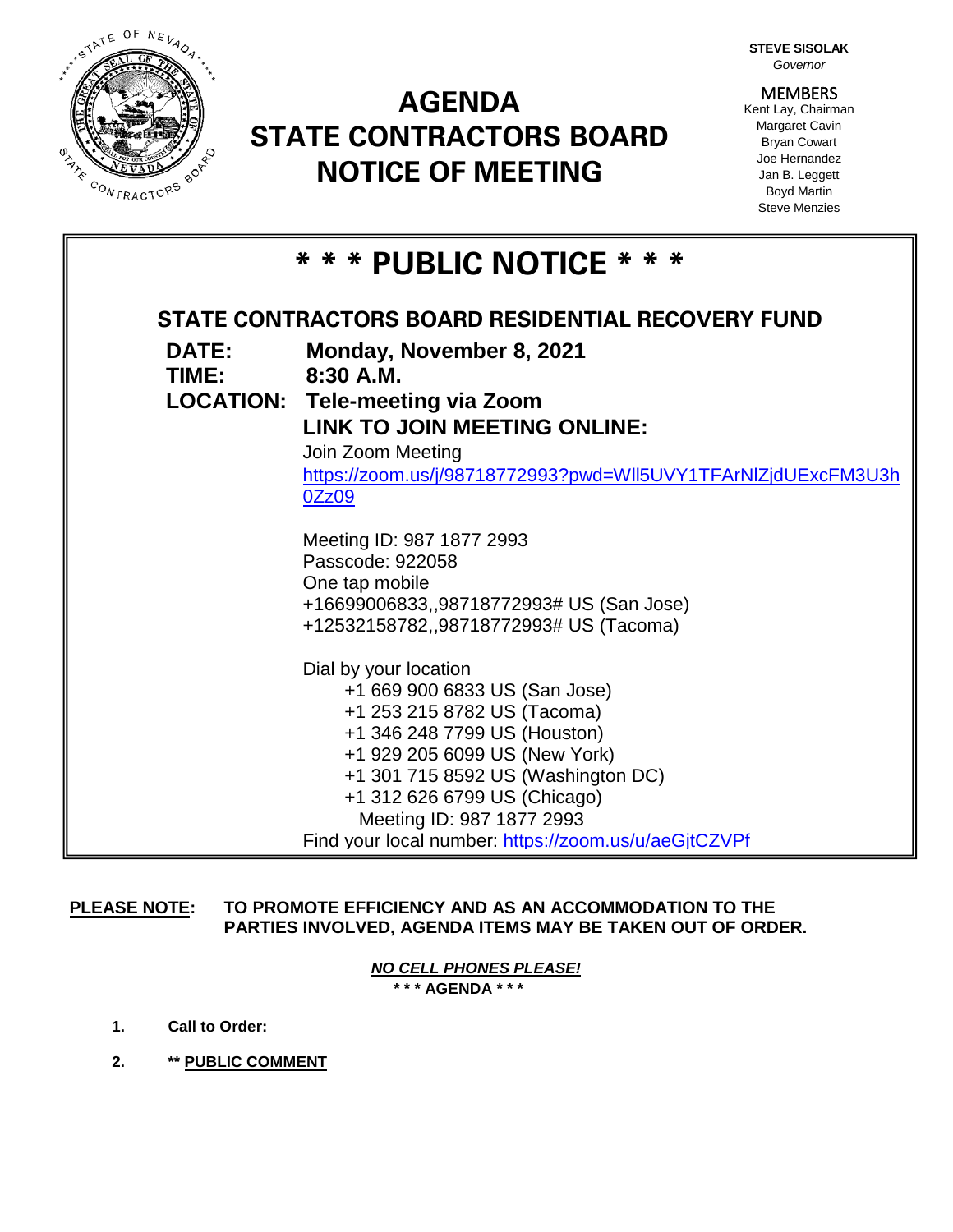# AGENDA
# STATE CONTRACTORS BOARD
# NOTICE OF MEETING

**STEVE SISOLAK**
*Governor*

MEMBERS
Kent Lay, Chairman
Margaret Cavin
Bryan Cowart
Joe Hernandez
Jan B. Leggett
Boyd Martin
Steve Menzies

## * * * PUBLIC NOTICE * * *

### STATE CONTRACTORS BOARD RESIDENTIAL RECOVERY FUND

**DATE:** **Monday, November 8, 2021**
**TIME:** **8:30 A.M.**
**LOCATION:** **Tele-meeting via Zoom**
**LINK TO JOIN MEETING ONLINE:**

Join Zoom Meeting
https://zoom.us/j/98718772993?pwd=WlI5UVY1TFArNlZjdUExcFM3U3h0Zz09

Meeting ID: 987 1877 2993
Passcode: 922058
One tap mobile
+16699006833,,98718772993# US (San Jose)
+12532158782,,98718772993# US (Tacoma)

Dial by your location
+1 669 900 6833 US (San Jose)
+1 253 215 8782 US (Tacoma)
+1 346 248 7799 US (Houston)
+1 929 205 6099 US (New York)
+1 301 715 8592 US (Washington DC)
+1 312 626 6799 US (Chicago)
Meeting ID: 987 1877 2993
Find your local number: https://zoom.us/u/aeGjtCZVPf

**PLEASE NOTE: TO PROMOTE EFFICIENCY AND AS AN ACCOMMODATION TO THE PARTIES INVOLVED, AGENDA ITEMS MAY BE TAKEN OUT OF ORDER.**

***NO CELL PHONES PLEASE!***

**\* \* \* AGENDA \* \* \***

1. **Call to Order:**
2. **\*\* PUBLIC COMMENT**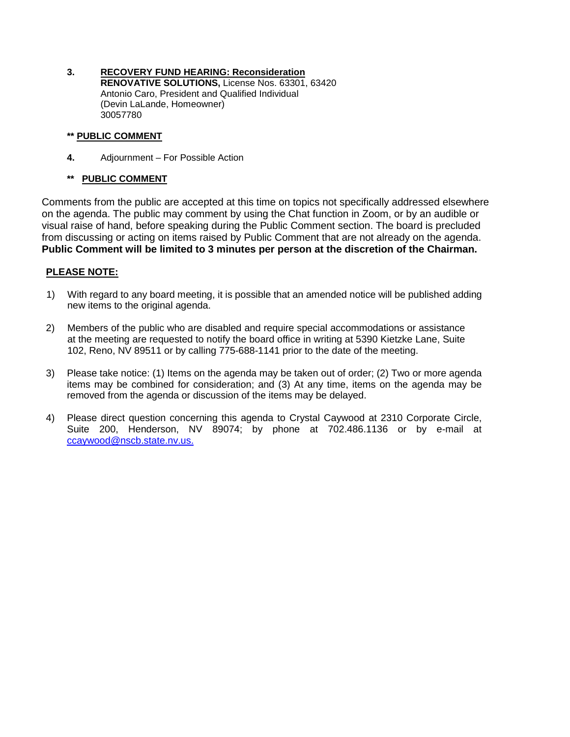3. **RECOVERY FUND HEARING: Reconsideration**
   **RENOVATIVE SOLUTIONS,** License Nos. 63301, 63420
   Antonio Caro, President and Qualified Individual
   (Devin LaLande, Homeowner)
   30057780

** **PUBLIC COMMENT**

4. Adjournment – For Possible Action

** **PUBLIC COMMENT**

Comments from the public are accepted at this time on topics not specifically addressed elsewhere on the agenda. The public may comment by using the Chat function in Zoom, or by an audible or visual raise of hand, before speaking during the Public Comment section. The board is precluded from discussing or acting on items raised by Public Comment that are not already on the agenda. **Public Comment will be limited to 3 minutes per person at the discretion of the Chairman.**

**PLEASE NOTE:**

1) With regard to any board meeting, it is possible that an amended notice will be published adding new items to the original agenda.

2) Members of the public who are disabled and require special accommodations or assistance at the meeting are requested to notify the board office in writing at 5390 Kietzke Lane, Suite 102, Reno, NV 89511 or by calling 775-688-1141 prior to the date of the meeting.

3) Please take notice: (1) Items on the agenda may be taken out of order; (2) Two or more agenda items may be combined for consideration; and (3) At any time, items on the agenda may be removed from the agenda or discussion of the items may be delayed.

4) Please direct question concerning this agenda to Crystal Caywood at 2310 Corporate Circle, Suite 200, Henderson, NV 89074; by phone at 702.486.1136 or by e-mail at ccaywood@nscb.state.nv.us.